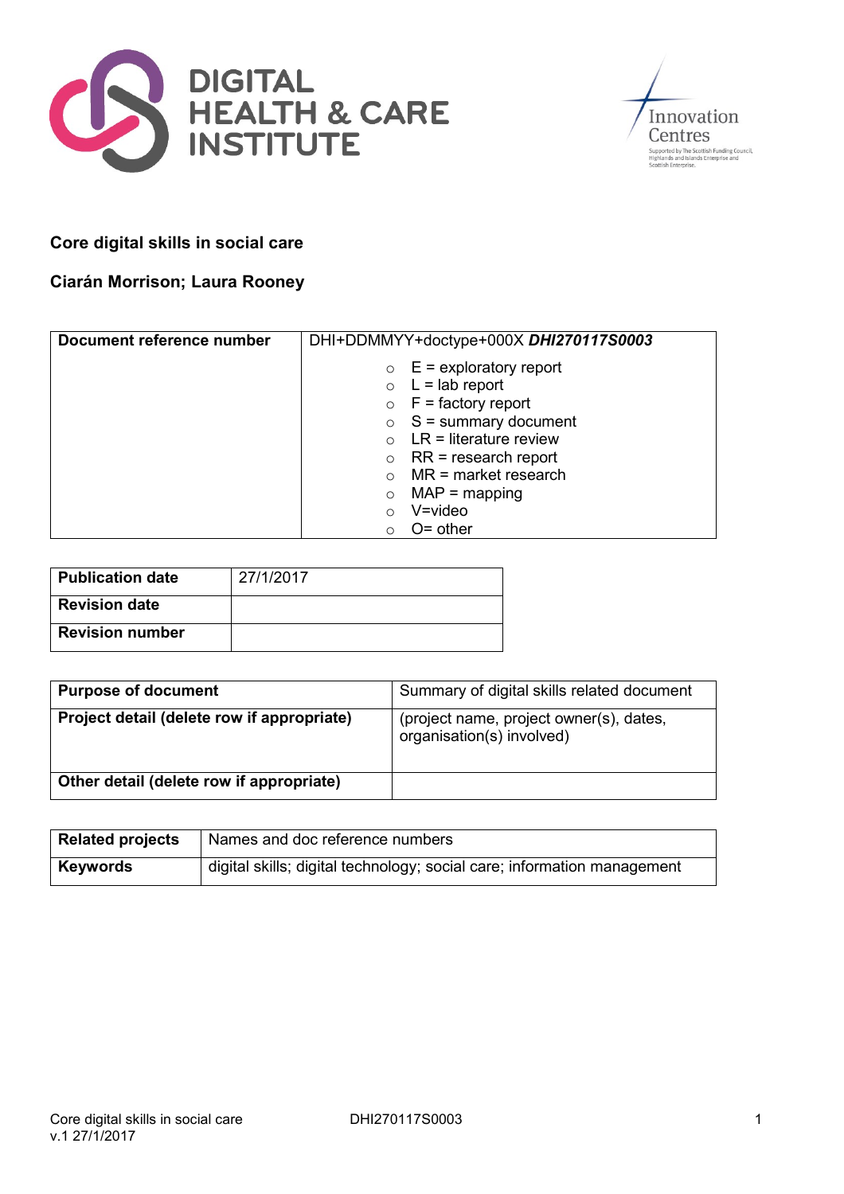DIGITAL HEALTH & CARE INSTITUTE

Innovation Centres

Supported by The Scottish Funding Council, Highlands and Islands Enterprise and Scottish Enterprise.

**Core digital skills in social care**

**Ciarán Morrison; Laura Rooney**

| **Document reference number** | DHI+DDMMYY+doctype+000X ***DHI270117S0003*** |
| --- | --- |
| | ○ E = exploratory report<br>○ L = lab report<br>○ F = factory report<br>○ S = summary document<br>○ LR = literature review<br>○ RR = research report<br>○ MR = market research<br>○ MAP = mapping<br>○ V=video<br>○ O= other |

| **Publication date** | 27/1/2017 |
| --- | --- |
| **Revision date** | |
| **Revision number** | |

| **Purpose of document** | Summary of digital skills related document |
| --- | --- |
| **Project detail (delete row if appropriate)** | (project name, project owner(s), dates, organisation(s) involved) |
| **Other detail (delete row if appropriate)** | |

| **Related projects** | Names and doc reference numbers |
| --- | --- |
| **Keywords** | digital skills; digital technology; social care; information management |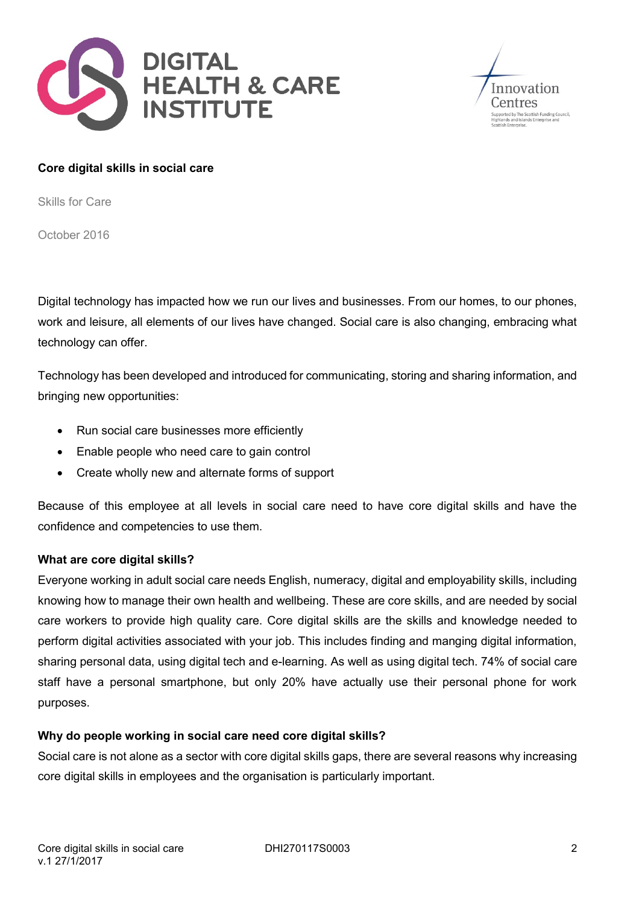**Core digital skills in social care**

Skills for Care

October 2016

Digital technology has impacted how we run our lives and businesses. From our homes, to our phones, work and leisure, all elements of our lives have changed. Social care is also changing, embracing what technology can offer.

Technology has been developed and introduced for communicating, storing and sharing information, and bringing new opportunities:

- Run social care businesses more efficiently
- Enable people who need care to gain control
- Create wholly new and alternate forms of support

Because of this employee at all levels in social care need to have core digital skills and have the confidence and competencies to use them.

**What are core digital skills?**

Everyone working in adult social care needs English, numeracy, digital and employability skills, including knowing how to manage their own health and wellbeing. These are core skills, and are needed by social care workers to provide high quality care. Core digital skills are the skills and knowledge needed to perform digital activities associated with your job. This includes finding and manging digital information, sharing personal data, using digital tech and e-learning. As well as using digital tech. 74% of social care staff have a personal smartphone, but only 20% have actually use their personal phone for work purposes.

**Why do people working in social care need core digital skills?**

Social care is not alone as a sector with core digital skills gaps, there are several reasons why increasing core digital skills in employees and the organisation is particularly important.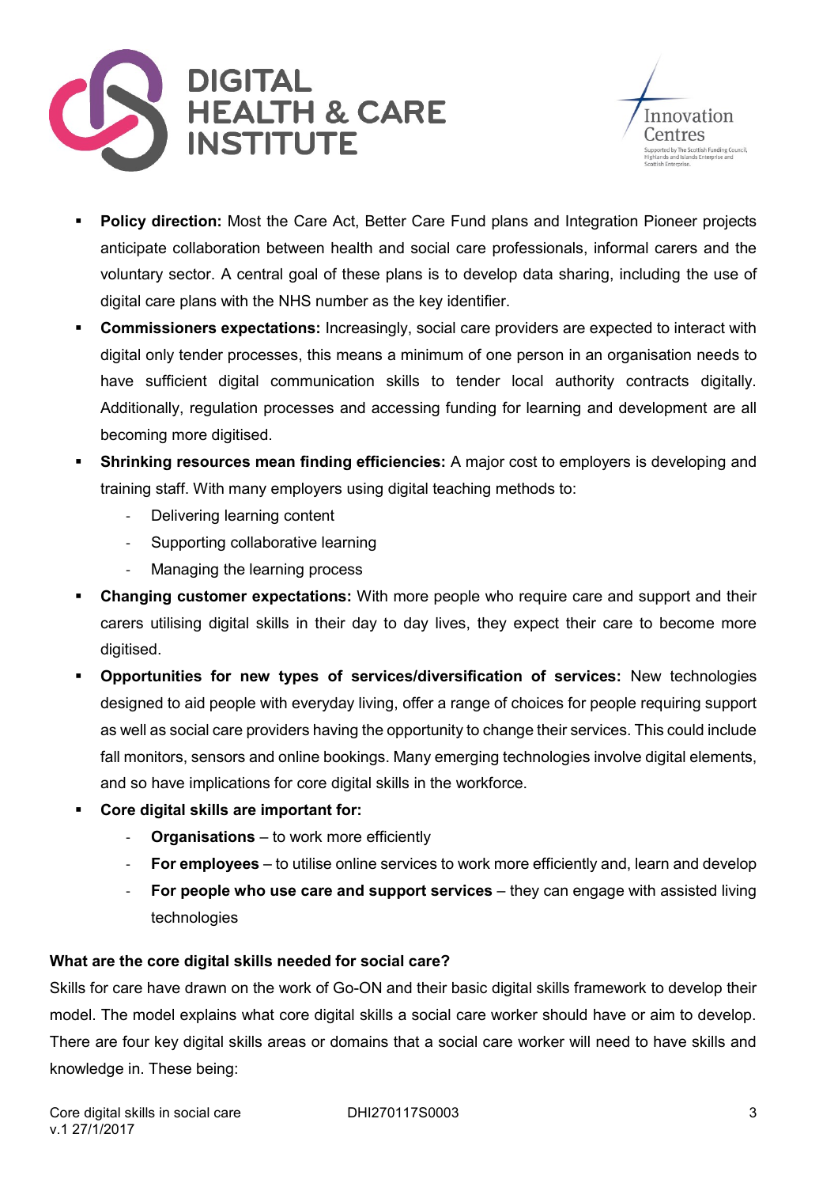- **Policy direction:** Most the Care Act, Better Care Fund plans and Integration Pioneer projects anticipate collaboration between health and social care professionals, informal carers and the voluntary sector. A central goal of these plans is to develop data sharing, including the use of digital care plans with the NHS number as the key identifier.
- **Commissioners expectations:** Increasingly, social care providers are expected to interact with digital only tender processes, this means a minimum of one person in an organisation needs to have sufficient digital communication skills to tender local authority contracts digitally. Additionally, regulation processes and accessing funding for learning and development are all becoming more digitised.
- **Shrinking resources mean finding efficiencies:** A major cost to employers is developing and training staff. With many employers using digital teaching methods to:
  - Delivering learning content
  - Supporting collaborative learning
  - Managing the learning process
- **Changing customer expectations:** With more people who require care and support and their carers utilising digital skills in their day to day lives, they expect their care to become more digitised.
- **Opportunities for new types of services/diversification of services:** New technologies designed to aid people with everyday living, offer a range of choices for people requiring support as well as social care providers having the opportunity to change their services. This could include fall monitors, sensors and online bookings. Many emerging technologies involve digital elements, and so have implications for core digital skills in the workforce.
- **Core digital skills are important for:**
  - **Organisations** – to work more efficiently
  - **For employees** – to utilise online services to work more efficiently and, learn and develop
  - **For people who use care and support services** – they can engage with assisted living technologies

**What are the core digital skills needed for social care?**

Skills for care have drawn on the work of Go-ON and their basic digital skills framework to develop their model. The model explains what core digital skills a social care worker should have or aim to develop. There are four key digital skills areas or domains that a social care worker will need to have skills and knowledge in. These being: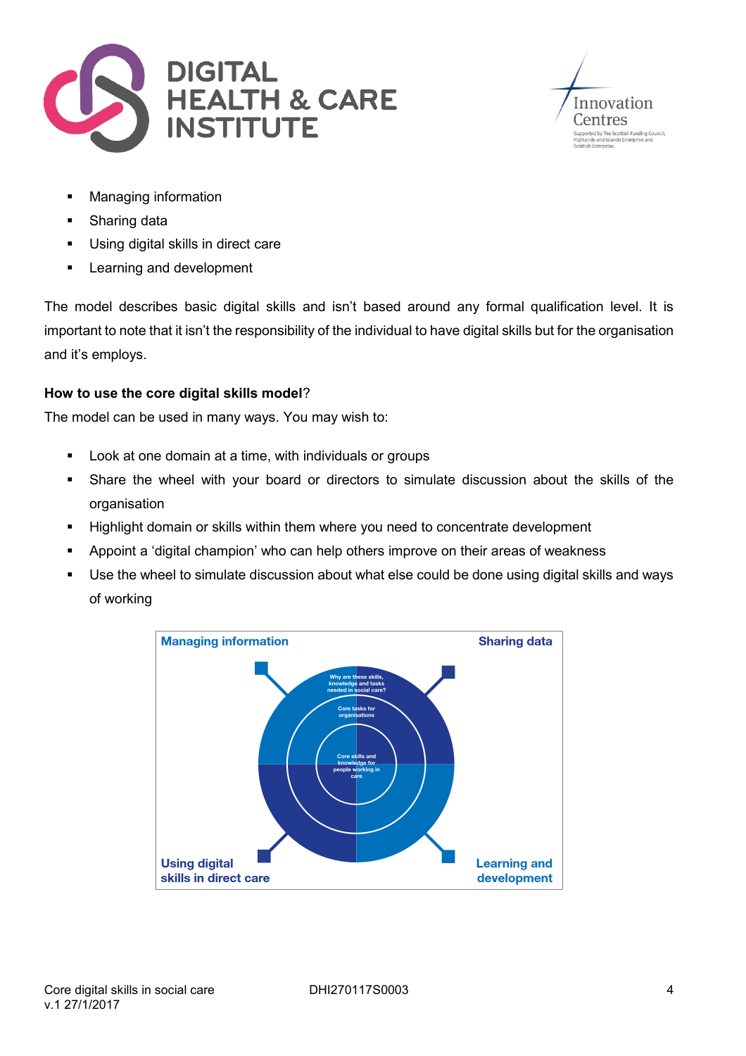- Managing information
- Sharing data
- Using digital skills in direct care
- Learning and development

The model describes basic digital skills and isn't based around any formal qualification level. It is important to note that it isn't the responsibility of the individual to have digital skills but for the organisation and it's employs.

**How to use the core digital skills model**?

The model can be used in many ways. You may wish to:

- Look at one domain at a time, with individuals or groups
- Share the wheel with your board or directors to simulate discussion about the skills of the organisation
- Highlight domain or skills within them where you need to concentrate development
- Appoint a 'digital champion' who can help others improve on their areas of weakness
- Use the wheel to simulate discussion about what else could be done using digital skills and ways of working

**Managing information** **Sharing data**

Why are these skills, knowledge and tasks needed in social care?

Core tasks for organisations

Core skills and knowledge for people working in care

**Using digital skills in direct care** **Learning and development**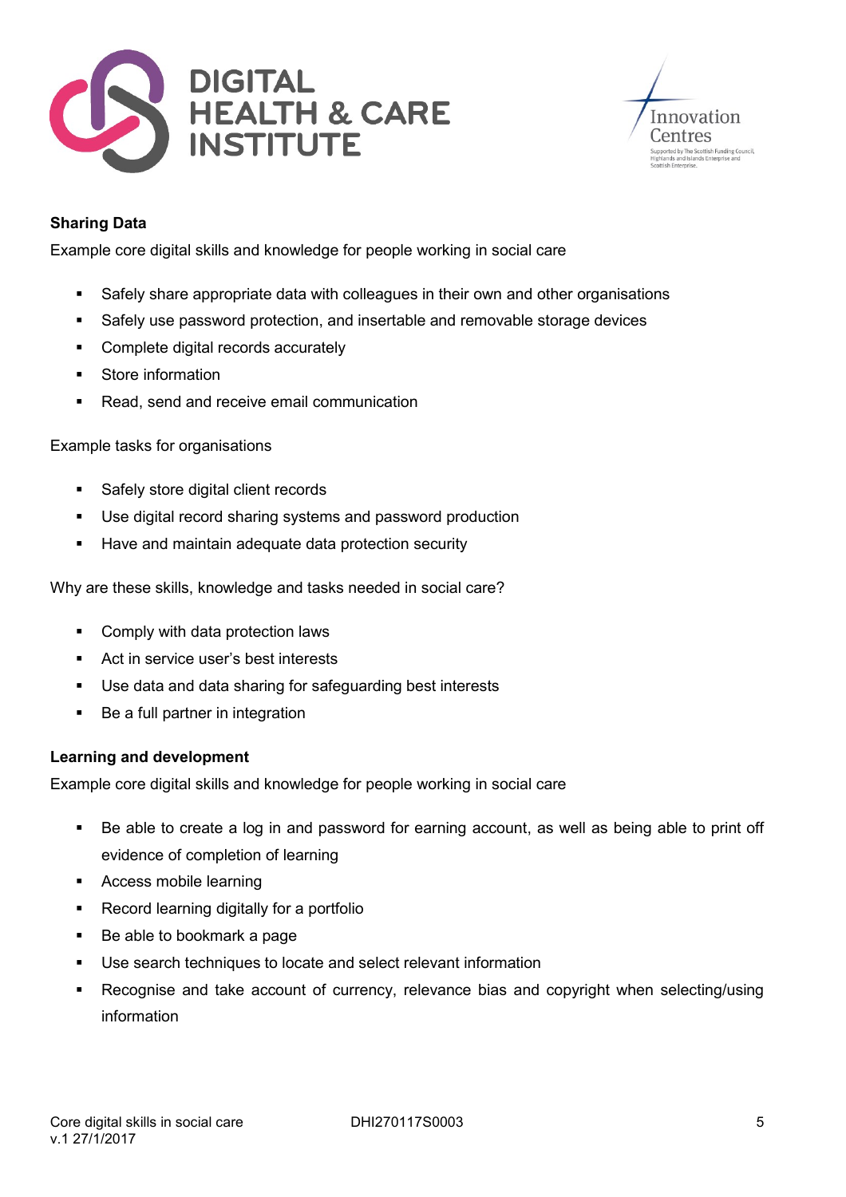**Sharing Data**

Example core digital skills and knowledge for people working in social care

- Safely share appropriate data with colleagues in their own and other organisations
- Safely use password protection, and insertable and removable storage devices
- Complete digital records accurately
- Store information
- Read, send and receive email communication

Example tasks for organisations

- Safely store digital client records
- Use digital record sharing systems and password production
- Have and maintain adequate data protection security

Why are these skills, knowledge and tasks needed in social care?

- Comply with data protection laws
- Act in service user's best interests
- Use data and data sharing for safeguarding best interests
- Be a full partner in integration

**Learning and development**

Example core digital skills and knowledge for people working in social care

- Be able to create a log in and password for earning account, as well as being able to print off evidence of completion of learning
- Access mobile learning
- Record learning digitally for a portfolio
- Be able to bookmark a page
- Use search techniques to locate and select relevant information
- Recognise and take account of currency, relevance bias and copyright when selecting/using information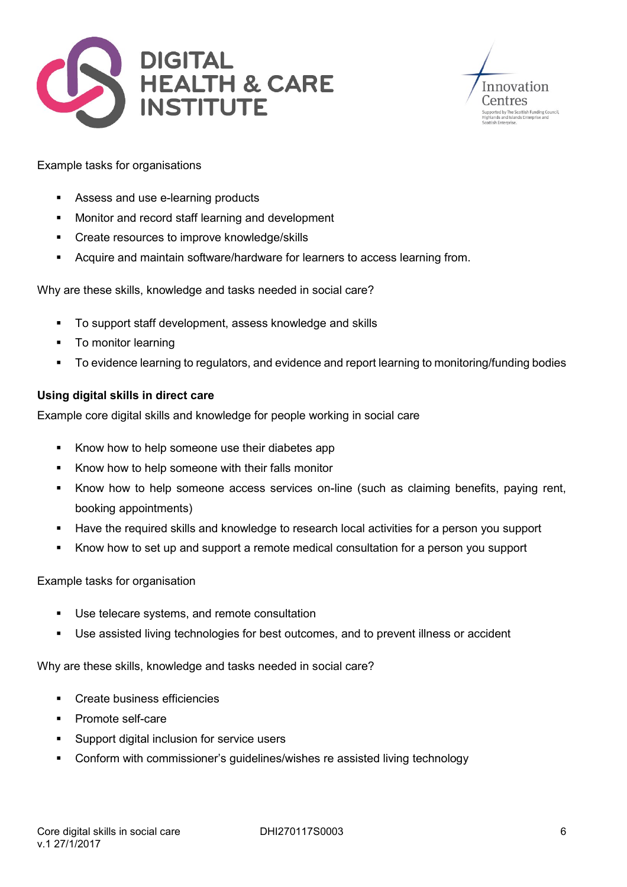Example tasks for organisations

- Assess and use e-learning products
- Monitor and record staff learning and development
- Create resources to improve knowledge/skills
- Acquire and maintain software/hardware for learners to access learning from.

Why are these skills, knowledge and tasks needed in social care?

- To support staff development, assess knowledge and skills
- To monitor learning
- To evidence learning to regulators, and evidence and report learning to monitoring/funding bodies

**Using digital skills in direct care**

Example core digital skills and knowledge for people working in social care

- Know how to help someone use their diabetes app
- Know how to help someone with their falls monitor
- Know how to help someone access services on-line (such as claiming benefits, paying rent, booking appointments)
- Have the required skills and knowledge to research local activities for a person you support
- Know how to set up and support a remote medical consultation for a person you support

Example tasks for organisation

- Use telecare systems, and remote consultation
- Use assisted living technologies for best outcomes, and to prevent illness or accident

Why are these skills, knowledge and tasks needed in social care?

- Create business efficiencies
- Promote self-care
- Support digital inclusion for service users
- Conform with commissioner's guidelines/wishes re assisted living technology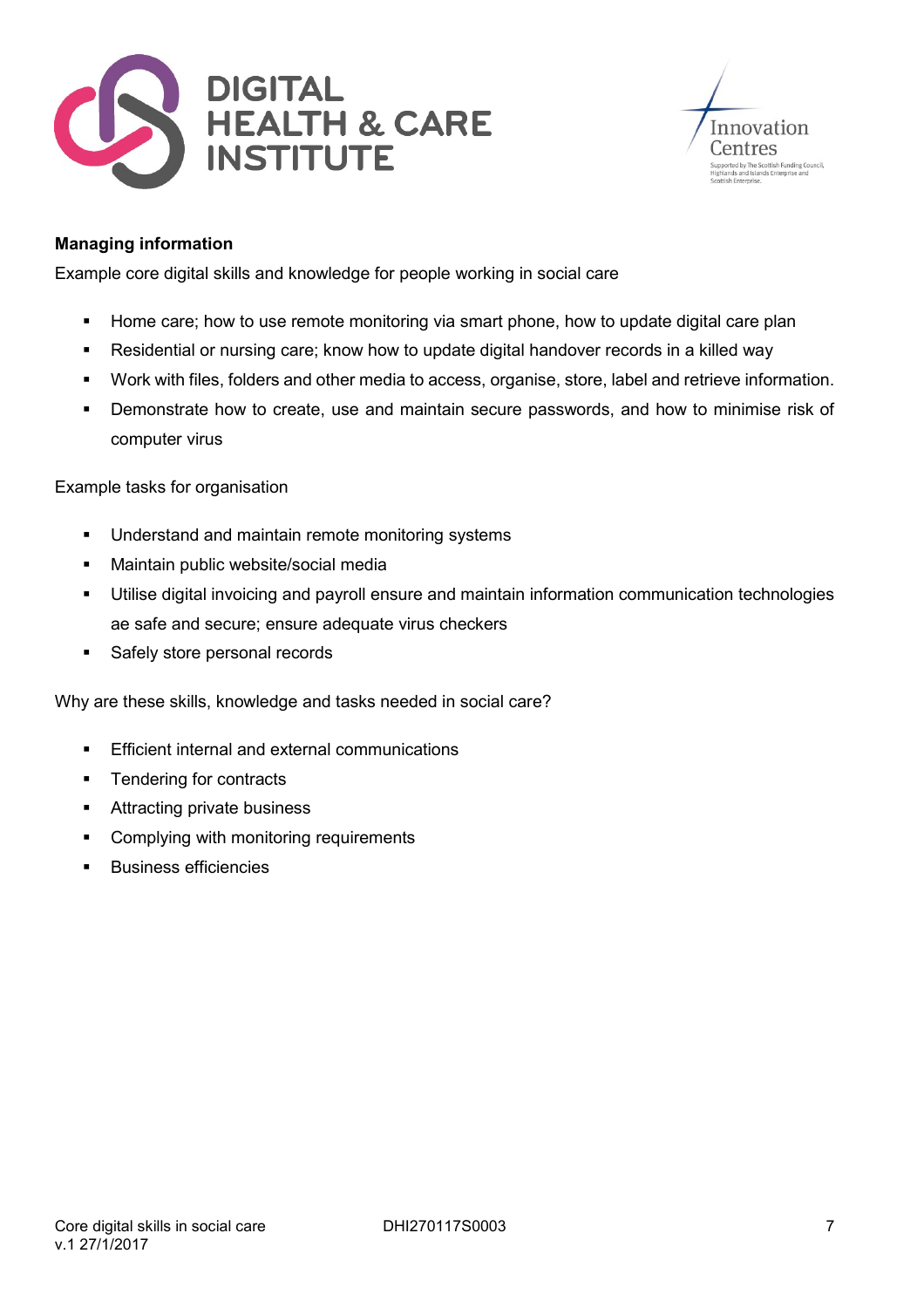**Managing information**

Example core digital skills and knowledge for people working in social care

- Home care; how to use remote monitoring via smart phone, how to update digital care plan
- Residential or nursing care; know how to update digital handover records in a killed way
- Work with files, folders and other media to access, organise, store, label and retrieve information.
- Demonstrate how to create, use and maintain secure passwords, and how to minimise risk of computer virus

Example tasks for organisation

- Understand and maintain remote monitoring systems
- Maintain public website/social media
- Utilise digital invoicing and payroll ensure and maintain information communication technologies ae safe and secure; ensure adequate virus checkers
- Safely store personal records

Why are these skills, knowledge and tasks needed in social care?

- Efficient internal and external communications
- Tendering for contracts
- Attracting private business
- Complying with monitoring requirements
- Business efficiencies